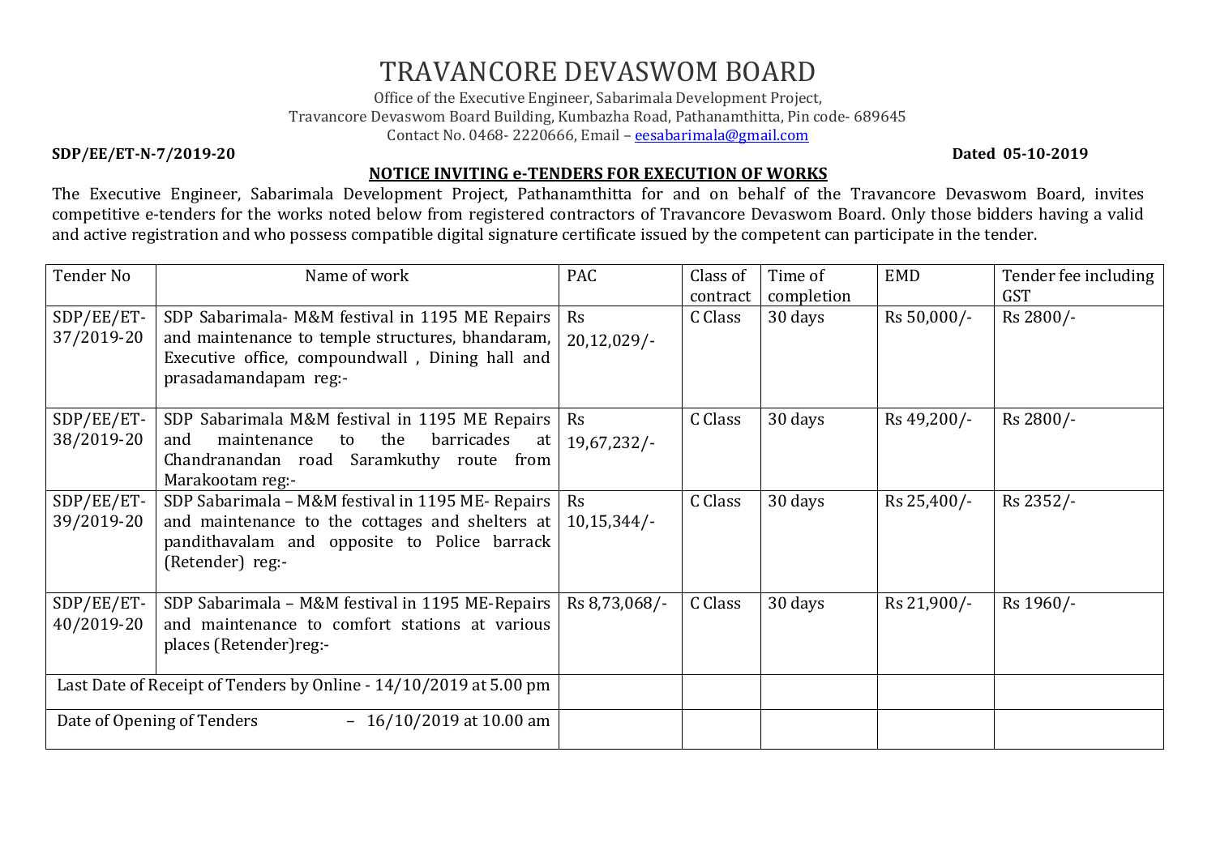# TRAVANCORE DEVASWOM BOARD

Office of the Executive Engineer, Sabarimala Development Project,
Travancore Devaswom Board Building, Kumbazha Road, Pathanamthitta, Pin code- 689645
Contact No. 0468- 2220666, Email – eesabarimala@gmail.com

**SDP/EE/ET-N-7/2019-20** **Dated 05-10-2019**

**NOTICE INVITING e-TENDERS FOR EXECUTION OF WORKS**

The Executive Engineer, Sabarimala Development Project, Pathanamthitta for and on behalf of the Travancore Devaswom Board, invites competitive e-tenders for the works noted below from registered contractors of Travancore Devaswom Board. Only those bidders having a valid and active registration and who possess compatible digital signature certificate issued by the competent can participate in the tender.

| Tender No | Name of work | PAC | Class of contract | Time of completion | EMD | Tender fee including GST |
|---|---|---|---|---|---|---|
| SDP/EE/ET-37/2019-20 | SDP Sabarimala- M&M festival in 1195 ME Repairs and maintenance to temple structures, bhandaram, Executive office, compoundwall , Dining hall and prasadamandapam reg:- | Rs 20,12,029/- | C Class | 30 days | Rs 50,000/- | Rs 2800/- |
| SDP/EE/ET-38/2019-20 | SDP Sabarimala M&M festival in 1195 ME Repairs and maintenance to the barricades at Chandranandan road Saramkuthy route from Marakootam reg:- | Rs 19,67,232/- | C Class | 30 days | Rs 49,200/- | Rs 2800/- |
| SDP/EE/ET-39/2019-20 | SDP Sabarimala – M&M festival in 1195 ME- Repairs and maintenance to the cottages and shelters at pandithavalam and opposite to Police barrack (Retender) reg:- | Rs 10,15,344/- | C Class | 30 days | Rs 25,400/- | Rs 2352/- |
| SDP/EE/ET-40/2019-20 | SDP Sabarimala – M&M festival in 1195 ME-Repairs and maintenance to comfort stations at various places (Retender)reg:- | Rs 8,73,068/- | C Class | 30 days | Rs 21,900/- | Rs 1960/- |
| Last Date of Receipt of Tenders by Online - 14/10/2019 at 5.00 pm | | | | | | |
| Date of Opening of Tenders – 16/10/2019 at 10.00 am | | | | | | |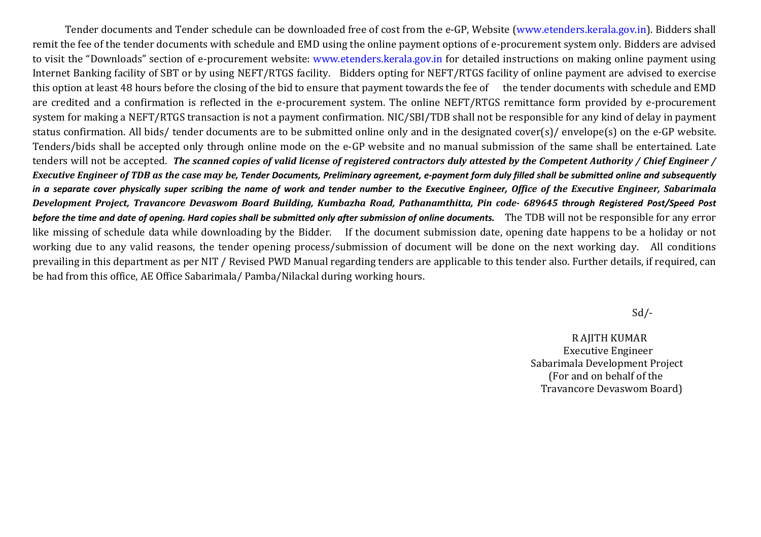Tender documents and Tender schedule can be downloaded free of cost from the e-GP, Website (www.etenders.kerala.gov.in). Bidders shall remit the fee of the tender documents with schedule and EMD using the online payment options of e-procurement system only. Bidders are advised to visit the "Downloads" section of e-procurement website: www.etenders.kerala.gov.in for detailed instructions on making online payment using Internet Banking facility of SBT or by using NEFT/RTGS facility. Bidders opting for NEFT/RTGS facility of online payment are advised to exercise this option at least 48 hours before the closing of the bid to ensure that payment towards the fee of the tender documents with schedule and EMD are credited and a confirmation is reflected in the e-procurement system. The online NEFT/RTGS remittance form provided by e-procurement system for making a NEFT/RTGS transaction is not a payment confirmation. NIC/SBI/TDB shall not be responsible for any kind of delay in payment status confirmation. All bids/ tender documents are to be submitted online only and in the designated cover(s)/ envelope(s) on the e-GP website. Tenders/bids shall be accepted only through online mode on the e-GP website and no manual submission of the same shall be entertained. Late tenders will not be accepted. ***The scanned copies of valid license of registered contractors duly attested by the Competent Authority / Chief Engineer / Executive Engineer of TDB as the case may be, Tender Documents, Preliminary agreement, e-payment form duly filled shall be submitted online and subsequently in a separate cover physically super scribing the name of work and tender number to the Executive Engineer, Office of the Executive Engineer, Sabarimala Development Project, Travancore Devaswom Board Building, Kumbazha Road, Pathanamthitta, Pin code- 689645 through Registered Post/Speed Post before the time and date of opening. Hard copies shall be submitted only after submission of online documents.*** The TDB will not be responsible for any error like missing of schedule data while downloading by the Bidder. If the document submission date, opening date happens to be a holiday or not working due to any valid reasons, the tender opening process/submission of document will be done on the next working day. All conditions prevailing in this department as per NIT / Revised PWD Manual regarding tenders are applicable to this tender also. Further details, if required, can be had from this office, AE Office Sabarimala/ Pamba/Nilackal during working hours.

Sd/-

R AJITH KUMAR
Executive Engineer
Sabarimala Development Project
(For and on behalf of the
Travancore Devaswom Board)